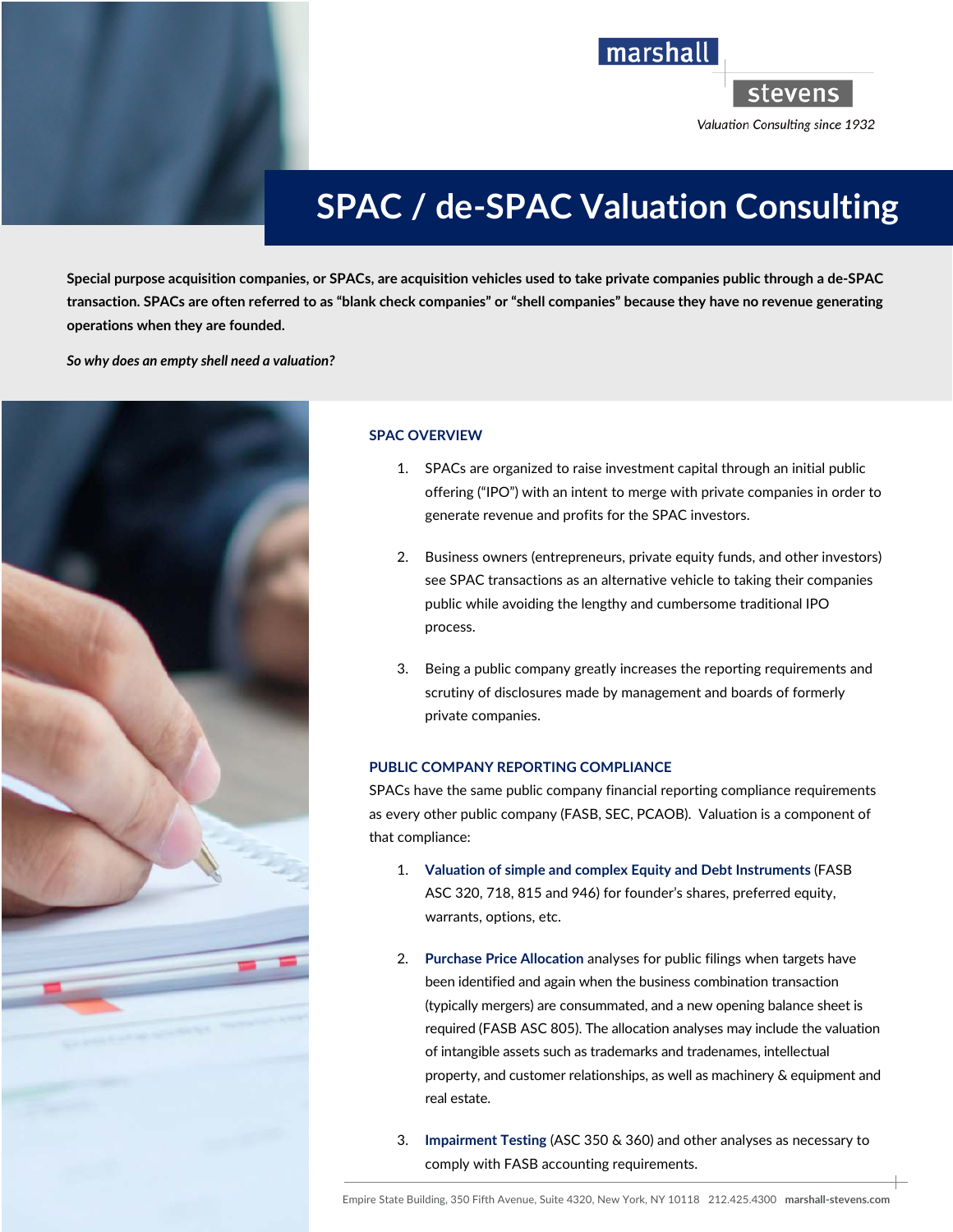marshall stevens

*Valuation Consulting since 1932*

# SPAC / de-SPAC Valuation Consulting

**Special purpose acquisition companies, or SPACs, are acquisition vehicles used to take private companies public through a de-SPAC transaction. SPACs are often referred to as "blank check companies" or "shell companies" because they have no revenue generating operations when they are founded.**

***So why does an empty shell need a valuation?***

## SPAC OVERVIEW

1. SPACs are organized to raise investment capital through an initial public offering ("IPO") with an intent to merge with private companies in order to generate revenue and profits for the SPAC investors.

2. Business owners (entrepreneurs, private equity funds, and other investors) see SPAC transactions as an alternative vehicle to taking their companies public while avoiding the lengthy and cumbersome traditional IPO process.

3. Being a public company greatly increases the reporting requirements and scrutiny of disclosures made by management and boards of formerly private companies.

## PUBLIC COMPANY REPORTING COMPLIANCE

SPACs have the same public company financial reporting compliance requirements as every other public company (FASB, SEC, PCAOB). Valuation is a component of that compliance:

1. **Valuation of simple and complex Equity and Debt Instruments** (FASB ASC 320, 718, 815 and 946) for founder's shares, preferred equity, warrants, options, etc.

2. **Purchase Price Allocation** analyses for public filings when targets have been identified and again when the business combination transaction (typically mergers) are consummated, and a new opening balance sheet is required (FASB ASC 805). The allocation analyses may include the valuation of intangible assets such as trademarks and tradenames, intellectual property, and customer relationships, as well as machinery & equipment and real estate.

3. **Impairment Testing** (ASC 350 & 360) and other analyses as necessary to comply with FASB accounting requirements.

Empire State Building, 350 Fifth Avenue, Suite 4320, New York, NY 10118 212.425.4300 **marshall-stevens.com**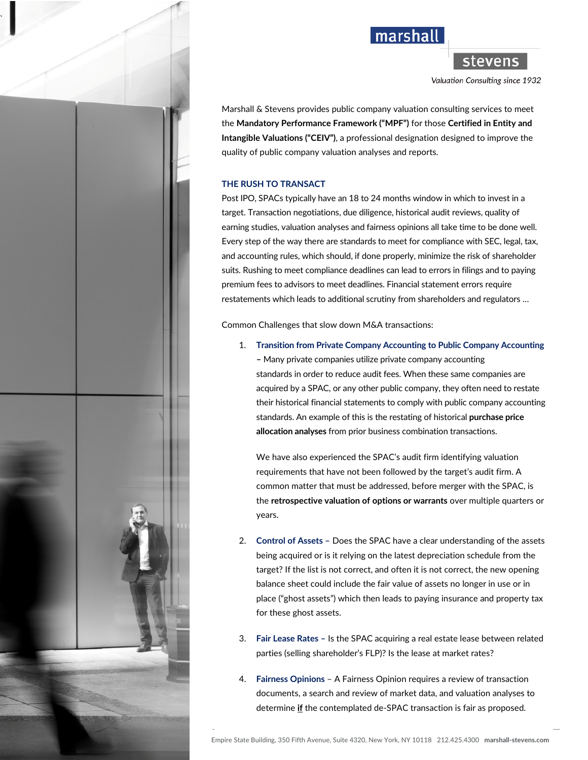marshall stevens

*Valuation Consulting since 1932*

Marshall & Stevens provides public company valuation consulting services to meet the **Mandatory Performance Framework ("MPF")** for those **Certified in Entity and Intangible Valuations ("CEIV")**, a professional designation designed to improve the quality of public company valuation analyses and reports.

## THE RUSH TO TRANSACT

Post IPO, SPACs typically have an 18 to 24 months window in which to invest in a target. Transaction negotiations, due diligence, historical audit reviews, quality of earning studies, valuation analyses and fairness opinions all take time to be done well. Every step of the way there are standards to meet for compliance with SEC, legal, tax, and accounting rules, which should, if done properly, minimize the risk of shareholder suits. Rushing to meet compliance deadlines can lead to errors in filings and to paying premium fees to advisors to meet deadlines. Financial statement errors require restatements which leads to additional scrutiny from shareholders and regulators …

Common Challenges that slow down M&A transactions:

1. **Transition from Private Company Accounting to Public Company Accounting –** Many private companies utilize private company accounting standards in order to reduce audit fees. When these same companies are acquired by a SPAC, or any other public company, they often need to restate their historical financial statements to comply with public company accounting standards. An example of this is the restating of historical **purchase price allocation analyses** from prior business combination transactions.

   We have also experienced the SPAC's audit firm identifying valuation requirements that have not been followed by the target's audit firm. A common matter that must be addressed, before merger with the SPAC, is the **retrospective valuation of options or warrants** over multiple quarters or years.

2. **Control of Assets –** Does the SPAC have a clear understanding of the assets being acquired or is it relying on the latest depreciation schedule from the target? If the list is not correct, and often it is not correct, the new opening balance sheet could include the fair value of assets no longer in use or in place ("ghost assets") which then leads to paying insurance and property tax for these ghost assets.

3. **Fair Lease Rates –** Is the SPAC acquiring a real estate lease between related parties (selling shareholder's FLP)? Is the lease at market rates?

4. **Fairness Opinions** – A Fairness Opinion requires a review of transaction documents, a search and review of market data, and valuation analyses to determine **<u>if</u>** the contemplated de-SPAC transaction is fair as proposed.

Empire State Building, 350 Fifth Avenue, Suite 4320, New York, NY 10118 212.425.4300 **marshall-stevens.com**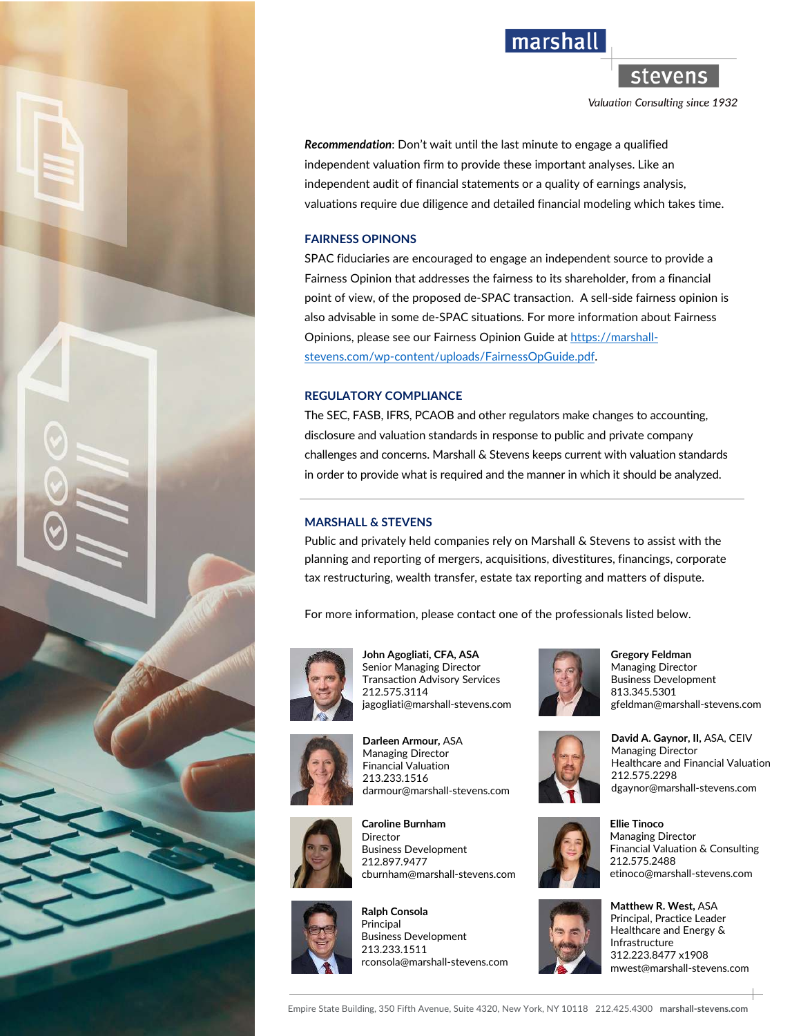marshall stevens

*Valuation Consulting since 1932*

***Recommendation***: Don't wait until the last minute to engage a qualified independent valuation firm to provide these important analyses. Like an independent audit of financial statements or a quality of earnings analysis, valuations require due diligence and detailed financial modeling which takes time.

## FAIRNESS OPINONS

SPAC fiduciaries are encouraged to engage an independent source to provide a Fairness Opinion that addresses the fairness to its shareholder, from a financial point of view, of the proposed de-SPAC transaction. A sell-side fairness opinion is also advisable in some de-SPAC situations. For more information about Fairness Opinions, please see our Fairness Opinion Guide at https://marshall-stevens.com/wp-content/uploads/FairnessOpGuide.pdf.

## REGULATORY COMPLIANCE

The SEC, FASB, IFRS, PCAOB and other regulators make changes to accounting, disclosure and valuation standards in response to public and private company challenges and concerns. Marshall & Stevens keeps current with valuation standards in order to provide what is required and the manner in which it should be analyzed.

---

## MARSHALL & STEVENS

Public and privately held companies rely on Marshall & Stevens to assist with the planning and reporting of mergers, acquisitions, divestitures, financings, corporate tax restructuring, wealth transfer, estate tax reporting and matters of dispute.

For more information, please contact one of the professionals listed below.

**John Agogliati, CFA, ASA**
Senior Managing Director
Transaction Advisory Services
212.575.3114
jagogliati@marshall-stevens.com

**Darleen Armour**, ASA
Managing Director
Financial Valuation
213.233.1516
darmour@marshall-stevens.com

**Caroline Burnham**
Director
Business Development
212.897.9477
cburnham@marshall-stevens.com

**Ralph Consola**
Principal
Business Development
213.233.1511
rconsola@marshall-stevens.com

**Gregory Feldman**
Managing Director
Business Development
813.345.5301
gfeldman@marshall-stevens.com

**David A. Gaynor, II**, ASA, CEIV
Managing Director
Healthcare and Financial Valuation
212.575.2298
dgaynor@marshall-stevens.com

**Ellie Tinoco**
Managing Director
Financial Valuation & Consulting
212.575.2488
etinoco@marshall-stevens.com

**Matthew R. West**, ASA
Principal, Practice Leader
Healthcare and Energy & Infrastructure
312.223.8477 x1908
mwest@marshall-stevens.com

Empire State Building, 350 Fifth Avenue, Suite 4320, New York, NY 10118 212.425.4300 **marshall-stevens.com**